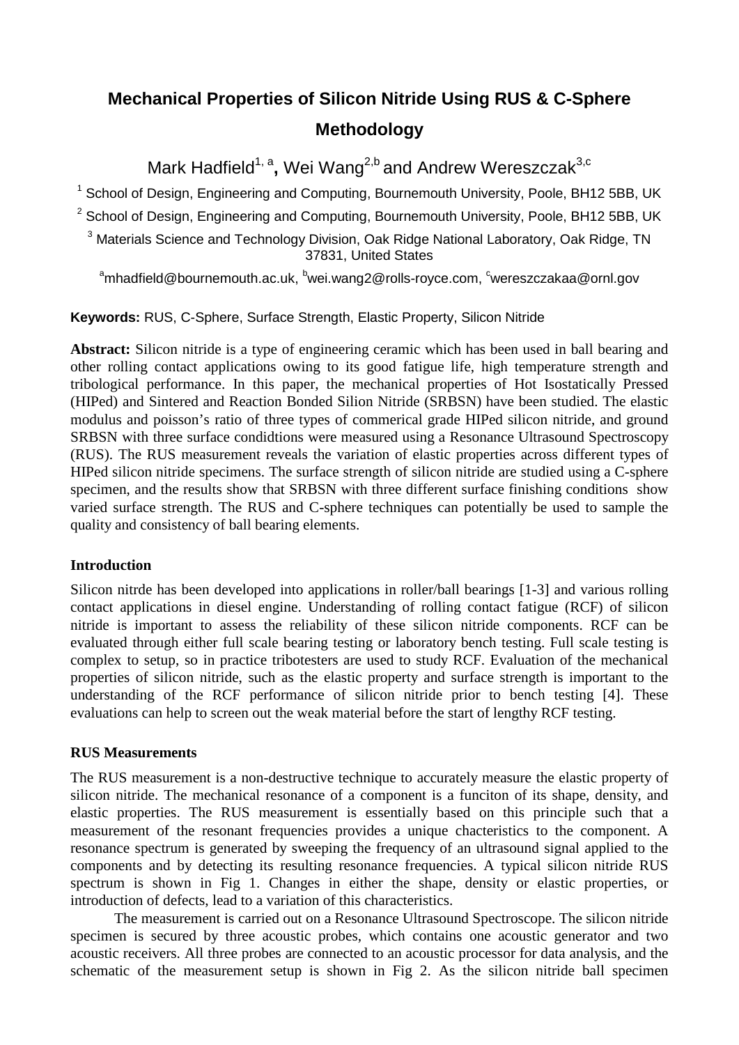# Mechanical Properties of Silicon Nitride Using RUS & C-Sphere Methodology

Mark Hadfield[1, a], Wei Wang[2,b] and Andrew Wereszczak[3,c]

[1] School of Design, Engineering and Computing, Bournemouth University, Poole, BH12 5BB, UK

[2] School of Design, Engineering and Computing, Bournemouth University, Poole, BH12 5BB, UK

[3] Materials Science and Technology Division, Oak Ridge National Laboratory, Oak Ridge, TN 37831, United States

[a]mhadfield@bournemouth.ac.uk, [b]wei.wang2@rolls-royce.com, [c]wereszczakaa@ornl.gov

**Keywords:** RUS, C-Sphere, Surface Strength, Elastic Property, Silicon Nitride

**Abstract:** Silicon nitride is a type of engineering ceramic which has been used in ball bearing and other rolling contact applications owing to its good fatigue life, high temperature strength and tribological performance. In this paper, the mechanical properties of Hot Isostatically Pressed (HIPed) and Sintered and Reaction Bonded Silion Nitride (SRBSN) have been studied. The elastic modulus and poisson's ratio of three types of commerical grade HIPed silicon nitride, and ground SRBSN with three surface condidtions were measured using a Resonance Ultrasound Spectroscopy (RUS). The RUS measurement reveals the variation of elastic properties across different types of HIPed silicon nitride specimens. The surface strength of silicon nitride are studied using a C-sphere specimen, and the results show that SRBSN with three different surface finishing conditions show varied surface strength. The RUS and C-sphere techniques can potentially be used to sample the quality and consistency of ball bearing elements.

## Introduction

Silicon nitrde has been developed into applications in roller/ball bearings [1-3] and various rolling contact applications in diesel engine. Understanding of rolling contact fatigue (RCF) of silicon nitride is important to assess the reliability of these silicon nitride components. RCF can be evaluated through either full scale bearing testing or laboratory bench testing. Full scale testing is complex to setup, so in practice tribotesters are used to study RCF. Evaluation of the mechanical properties of silicon nitride, such as the elastic property and surface strength is important to the understanding of the RCF performance of silicon nitride prior to bench testing [4]. These evaluations can help to screen out the weak material before the start of lengthy RCF testing.

## RUS Measurements

The RUS measurement is a non-destructive technique to accurately measure the elastic property of silicon nitride. The mechanical resonance of a component is a funciton of its shape, density, and elastic properties. The RUS measurement is essentially based on this principle such that a measurement of the resonant frequencies provides a unique chacteristics to the component. A resonance spectrum is generated by sweeping the frequency of an ultrasound signal applied to the components and by detecting its resulting resonance frequencies. A typical silicon nitride RUS spectrum is shown in Fig 1. Changes in either the shape, density or elastic properties, or introduction of defects, lead to a variation of this characteristics.

The measurement is carried out on a Resonance Ultrasound Spectroscope. The silicon nitride specimen is secured by three acoustic probes, which contains one acoustic generator and two acoustic receivers. All three probes are connected to an acoustic processor for data analysis, and the schematic of the measurement setup is shown in Fig 2. As the silicon nitride ball specimen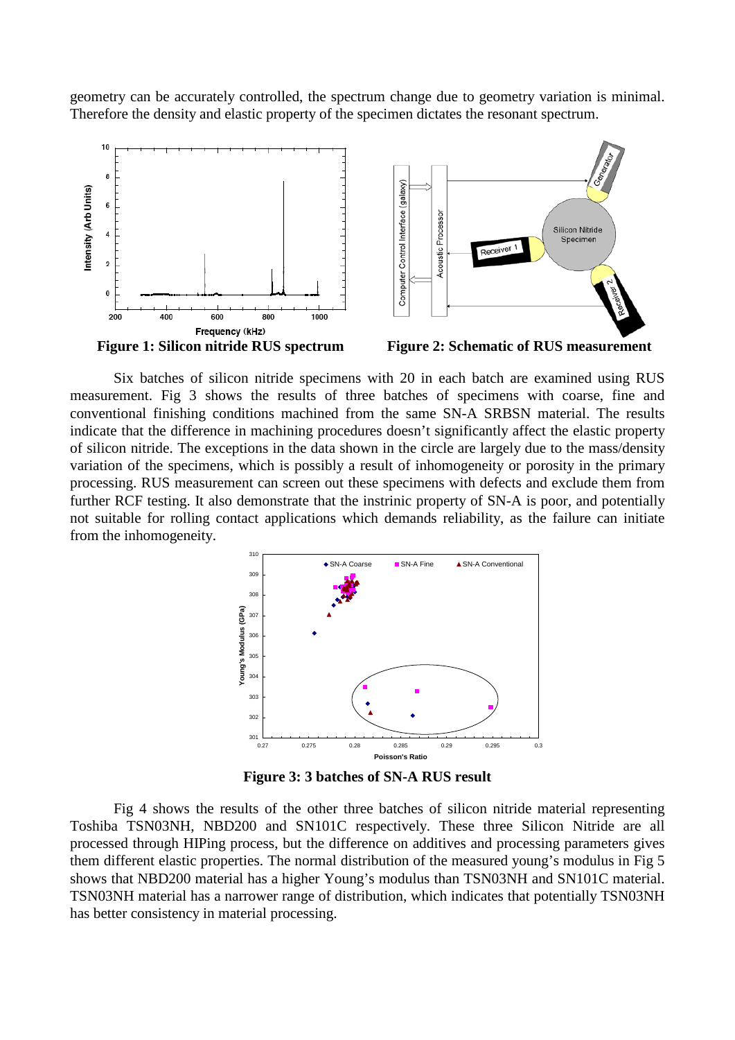geometry can be accurately controlled, the spectrum change due to geometry variation is minimal. Therefore the density and elastic property of the specimen dictates the resonant spectrum.

**Figure 1: Silicon nitride RUS spectrum**

**Figure 2: Schematic of RUS measurement**

Six batches of silicon nitride specimens with 20 in each batch are examined using RUS measurement. Fig 3 shows the results of three batches of specimens with coarse, fine and conventional finishing conditions machined from the same SN-A SRBSN material. The results indicate that the difference in machining procedures doesn't significantly affect the elastic property of silicon nitride. The exceptions in the data shown in the circle are largely due to the mass/density variation of the specimens, which is possibly a result of inhomogeneity or porosity in the primary processing. RUS measurement can screen out these specimens with defects and exclude them from further RCF testing. It also demonstrate that the instrinic property of SN-A is poor, and potentially not suitable for rolling contact applications which demands reliability, as the failure can initiate from the inhomogeneity.

**Figure 3: 3 batches of SN-A RUS result**

Fig 4 shows the results of the other three batches of silicon nitride material representing Toshiba TSN03NH, NBD200 and SN101C respectively. These three Silicon Nitride are all processed through HIPing process, but the difference on additives and processing parameters gives them different elastic properties. The normal distribution of the measured young's modulus in Fig 5 shows that NBD200 material has a higher Young's modulus than TSN03NH and SN101C material. TSN03NH material has a narrower range of distribution, which indicates that potentially TSN03NH has better consistency in material processing.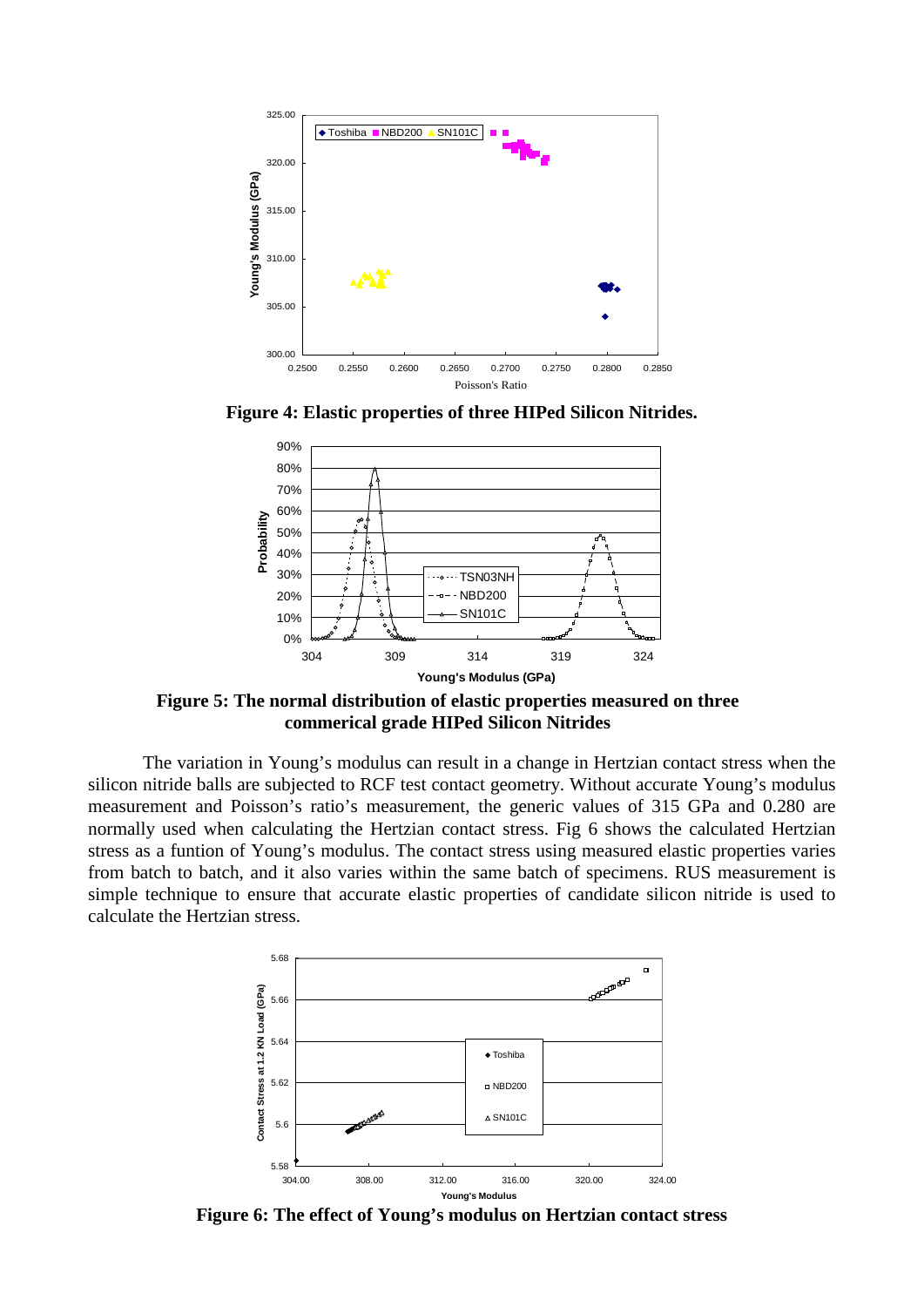**Figure 4: Elastic properties of three HIPed Silicon Nitrides.**

**Figure 5: The normal distribution of elastic properties measured on three commerical grade HIPed Silicon Nitrides**

The variation in Young's modulus can result in a change in Hertzian contact stress when the silicon nitride balls are subjected to RCF test contact geometry. Without accurate Young's modulus measurement and Poisson's ratio's measurement, the generic values of 315 GPa and 0.280 are normally used when calculating the Hertzian contact stress. Fig 6 shows the calculated Hertzian stress as a funtion of Young's modulus. The contact stress using measured elastic properties varies from batch to batch, and it also varies within the same batch of specimens. RUS measurement is simple technique to ensure that accurate elastic properties of candidate silicon nitride is used to calculate the Hertzian stress.

**Figure 6: The effect of Young's modulus on Hertzian contact stress**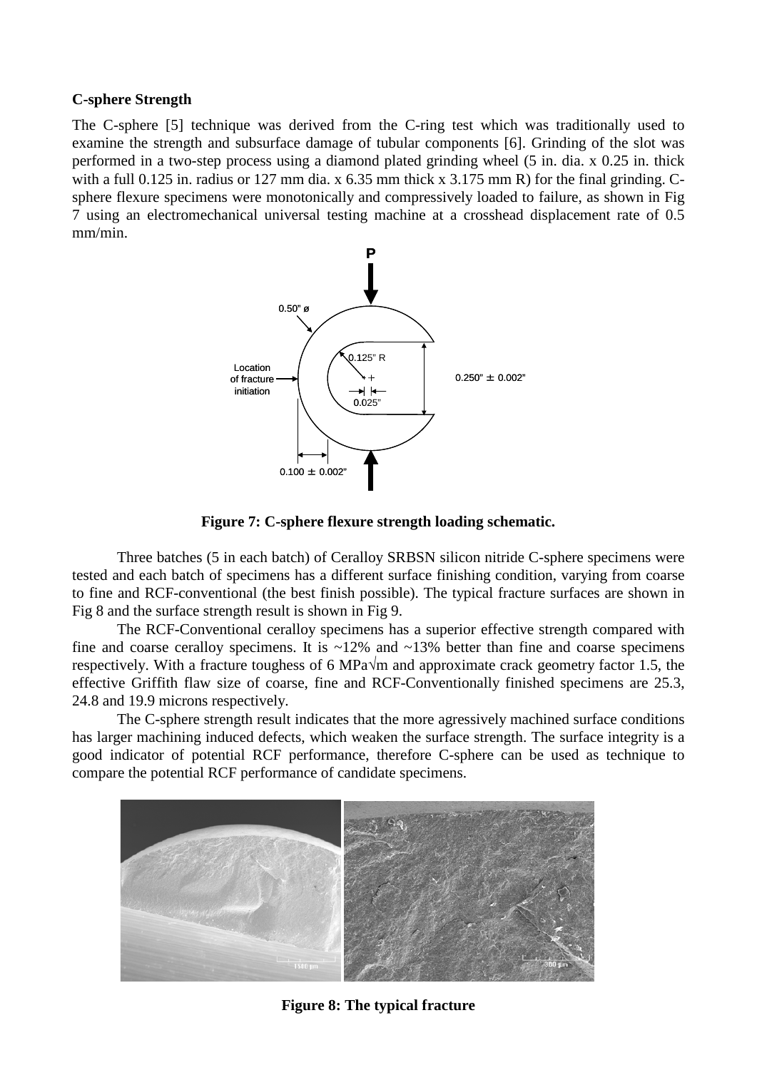**C-sphere Strength**

The C-sphere [5] technique was derived from the C-ring test which was traditionally used to examine the strength and subsurface damage of tubular components [6]. Grinding of the slot was performed in a two-step process using a diamond plated grinding wheel (5 in. dia. x 0.25 in. thick with a full 0.125 in. radius or 127 mm dia. x 6.35 mm thick x 3.175 mm R) for the final grinding. C-sphere flexure specimens were monotonically and compressively loaded to failure, as shown in Fig 7 using an electromechanical universal testing machine at a crosshead displacement rate of 0.5 mm/min.

**Figure 7: C-sphere flexure strength loading schematic.**

Three batches (5 in each batch) of Ceralloy SRBSN silicon nitride C-sphere specimens were tested and each batch of specimens has a different surface finishing condition, varying from coarse to fine and RCF-conventional (the best finish possible). The typical fracture surfaces are shown in Fig 8 and the surface strength result is shown in Fig 9.

The RCF-Conventional ceralloy specimens has a superior effective strength compared with fine and coarse ceralloy specimens. It is ~12% and ~13% better than fine and coarse specimens respectively. With a fracture toughess of 6 MPa√m and approximate crack geometry factor 1.5, the effective Griffith flaw size of coarse, fine and RCF-Conventionally finished specimens are 25.3, 24.8 and 19.9 microns respectively.

The C-sphere strength result indicates that the more agressively machined surface conditions has larger machining induced defects, which weaken the surface strength. The surface integrity is a good indicator of potential RCF performance, therefore C-sphere can be used as technique to compare the potential RCF performance of candidate specimens.

**Figure 8: The typical fracture**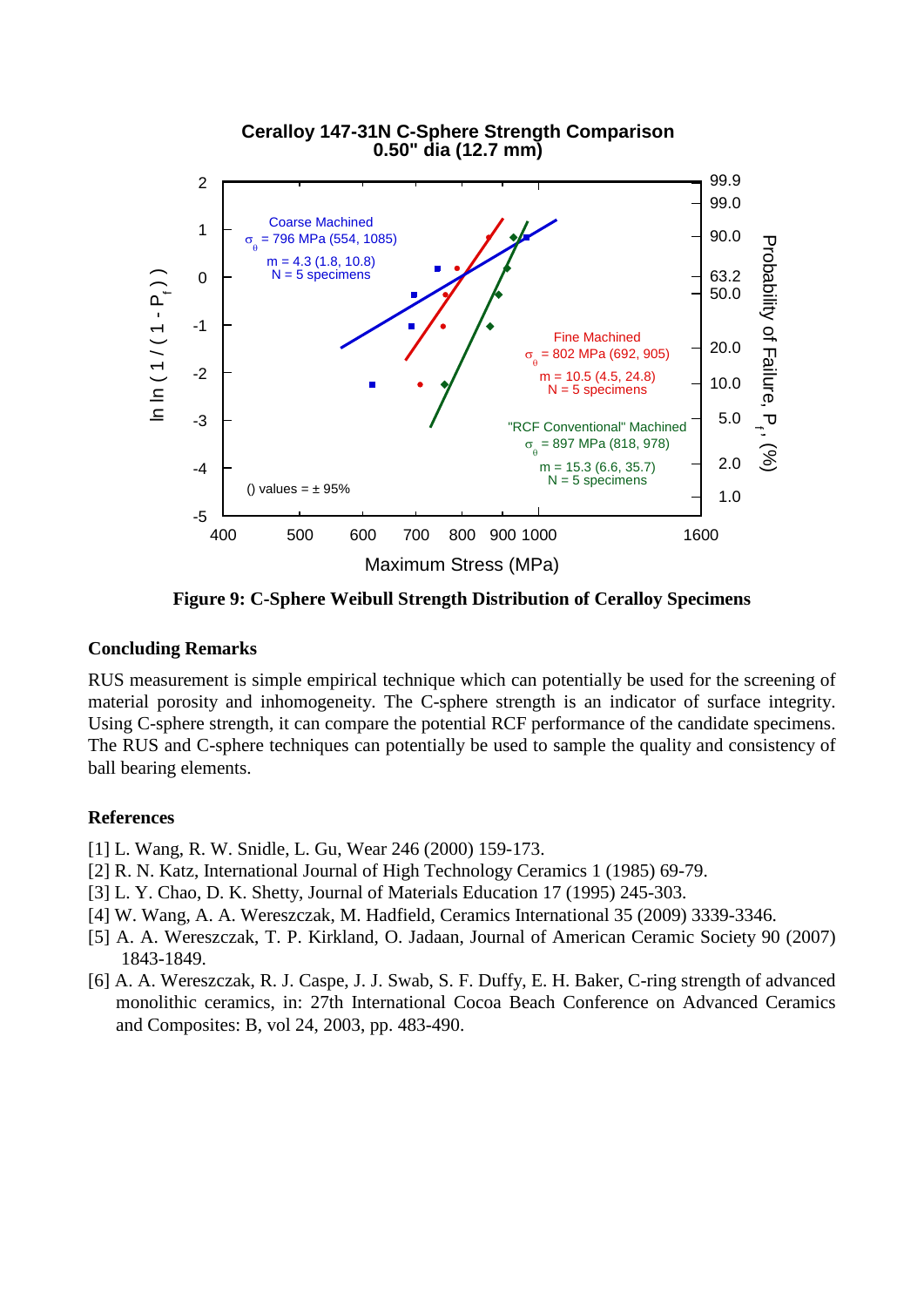Ceralloy 147-31N C-Sphere Strength Comparison
0.50" dia (12.7 mm)

Coarse Machined
$\sigma_\theta$ = 796 MPa (554, 1085)
m = 4.3 (1.8, 10.8)
N = 5 specimens

Fine Machined
$\sigma_\theta$ = 802 MPa (692, 905)
m = 10.5 (4.5, 24.8)
N = 5 specimens

"RCF Conventional" Machined
$\sigma_\theta$ = 897 MPa (818, 978)
m = 15.3 (6.6, 35.7)
N = 5 specimens

() values = ± 95%

ln ln ( 1 / ( 1 - $P_f$ ) )

2
1
0
-1
-2
-3
-4
-5

Probability of Failure, $P_f$, (%)

99.9
99.0
90.0
63.2
50.0
20.0
10.0
5.0
2.0
1.0

400
500
600
700
800
900
1000
1600

Maximum Stress (MPa)

**Figure 9: C-Sphere Weibull Strength Distribution of Ceralloy Specimens**

## Concluding Remarks

RUS measurement is simple empirical technique which can potentially be used for the screening of material porosity and inhomogeneity. The C-sphere strength is an indicator of surface integrity. Using C-sphere strength, it can compare the potential RCF performance of the candidate specimens. The RUS and C-sphere techniques can potentially be used to sample the quality and consistency of ball bearing elements.

## References

[1] L. Wang, R. W. Snidle, L. Gu, Wear 246 (2000) 159-173.
[2] R. N. Katz, International Journal of High Technology Ceramics 1 (1985) 69-79.
[3] L. Y. Chao, D. K. Shetty, Journal of Materials Education 17 (1995) 245-303.
[4] W. Wang, A. A. Wereszczak, M. Hadfield, Ceramics International 35 (2009) 3339-3346.
[5] A. A. Wereszczak, T. P. Kirkland, O. Jadaan, Journal of American Ceramic Society 90 (2007) 1843-1849.
[6] A. A. Wereszczak, R. J. Caspe, J. J. Swab, S. F. Duffy, E. H. Baker, C-ring strength of advanced monolithic ceramics, in: 27th International Cocoa Beach Conference on Advanced Ceramics and Composites: B, vol 24, 2003, pp. 483-490.